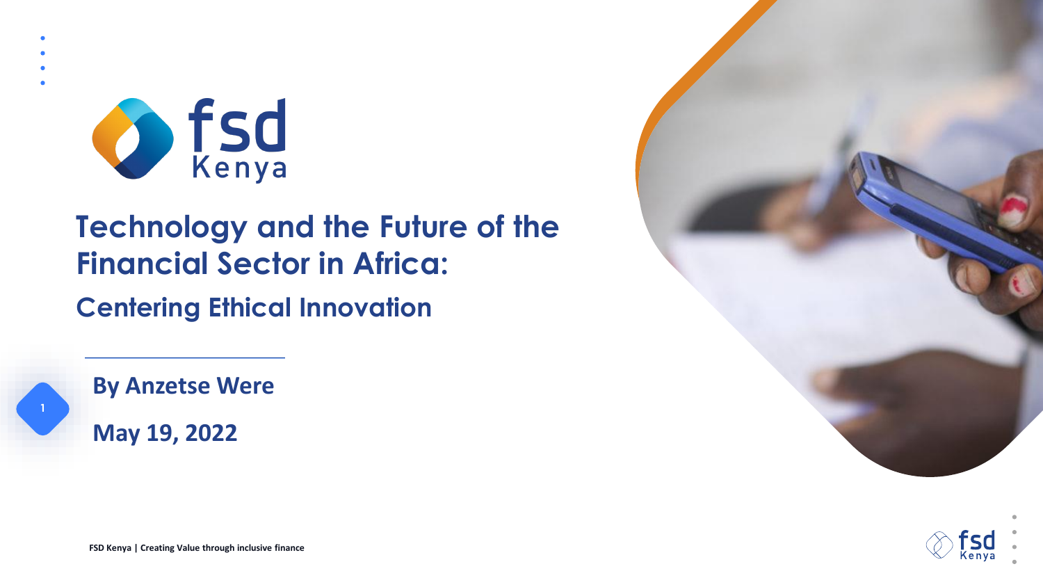# Technology and the Future of the Financial Sector in Africa:

## Centering Ethical Innovation

**By Anzetse Were**

**May 19, 2022**

FSD Kenya | Creating Value through inclusive finance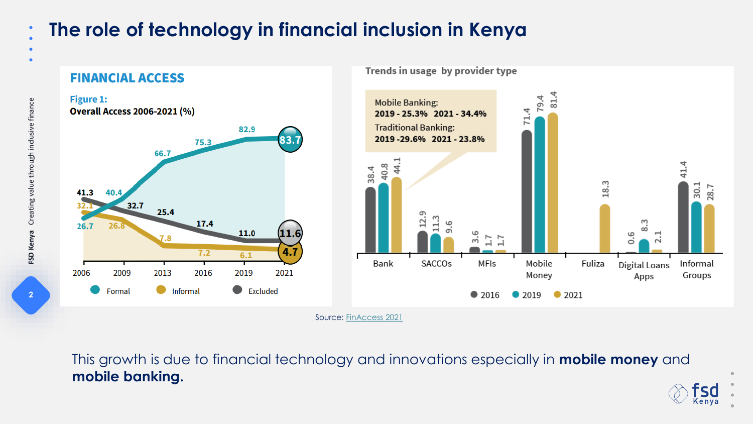# The role of technology in financial inclusion in Kenya

## FINANCIAL ACCESS

**Figure 1:**
**Overall Access 2006-2021 (%)**

| Year | Formal | Informal | Excluded |
|---|---|---|---|
| 2006 | 26.7 | 32.1 | 41.3 |
| 2009 | 40.4 | 26.8 | 32.7 |
| 2013 | 66.7 | 7.8 | 25.4 |
| 2016 | 75.3 | 7.2 | 17.4 |
| 2019 | 82.9 | 6.1 | 11.0 |
| 2021 | 83.7 | 4.7 | 11.6 |

### Trends in usage by provider type

Mobile Banking:
**2019 - 25.3% 2021 - 34.4%**
Traditional Banking:
**2019 -29.6% 2021 - 23.8%**

| Provider | 2016 | 2019 | 2021 |
|---|---|---|---|
| Bank | 38.4 | 40.8 | 44.1 |
| SACCOs | 12.9 | 11.3 | 9.6 |
| MFIs | 3.6 | 1.7 | 1.7 |
| Mobile Money | 71.4 | 79.4 | 81.4 |
| Fuliza | | | 18.3 |
| Digital Loans Apps | 0.6 | 8.3 | 2.1 |
| Informal Groups | 41.4 | 30.1 | 28.7 |

Source: FinAccess 2021

This growth is due to financial technology and innovations especially in **mobile money** and **mobile banking.**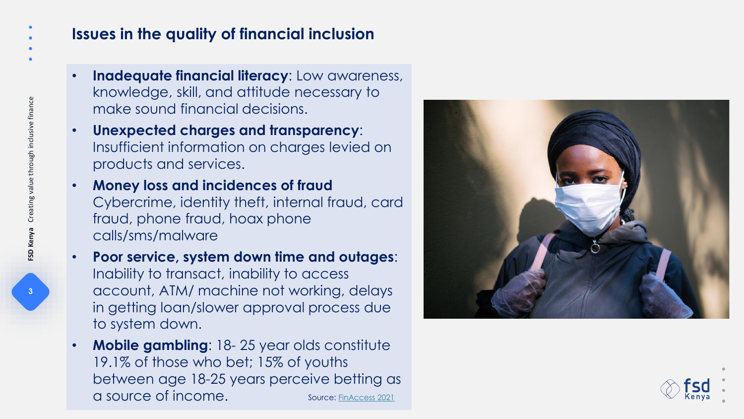## Issues in the quality of financial inclusion

- **Inadequate financial literacy**: Low awareness, knowledge, skill, and attitude necessary to make sound financial decisions.
- **Unexpected charges and transparency**: Insufficient information on charges levied on products and services.
- **Money loss and incidences of fraud** Cybercrime, identity theft, internal fraud, card fraud, phone fraud, hoax phone calls/sms/malware
- **Poor service, system down time and outages**: Inability to transact, inability to access account, ATM/ machine not working, delays in getting loan/slower approval process due to system down.
- **Mobile gambling**: 18- 25 year olds constitute 19.1% of those who bet; 15% of youths between age 18-25 years perceive betting as a source of income.

Source: FinAccess 2021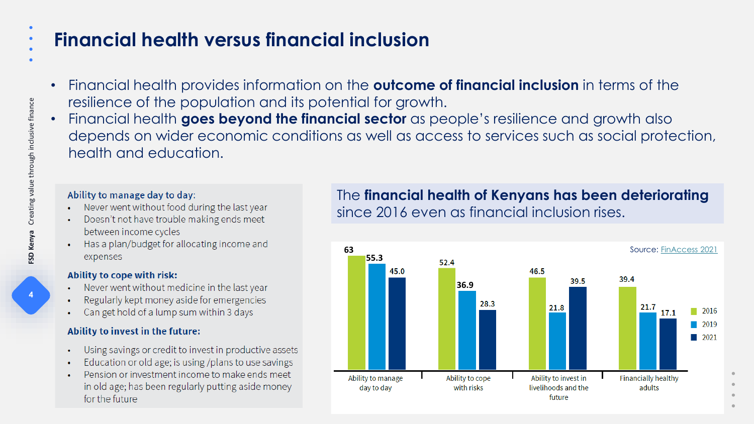# Financial health versus financial inclusion

- Financial health provides information on the **outcome of financial inclusion** in terms of the resilience of the population and its potential for growth.
- Financial health **goes beyond the financial sector** as people's resilience and growth also depends on wider economic conditions as well as access to services such as social protection, health and education.

**Ability to manage day to day:**

- Never went without food during the last year
- Doesn't not have trouble making ends meet between income cycles
- Has a plan/budget for allocating income and expenses

**Ability to cope with risk:**

- Never went without medicine in the last year
- Regularly kept money aside for emergencies
- Can get hold of a lump sum within 3 days

**Ability to invest in the future:**

- Using savings or credit to invest in productive assets
- Education or old age; is using /plans to use savings
- Pension or investment income to make ends meet in old age; has been regularly putting aside money for the future

The **financial health of Kenyans has been deteriorating** since 2016 even as financial inclusion rises.

Source: FinAccess 2021

| | 2016 | 2019 | 2021 |
|---|---|---|---|
| Ability to manage day to day | 63 | 55.3 | 45.0 |
| Ability to cope with risks | 52.4 | 36.9 | 28.3 |
| Ability to invest in livelihoods and the future | 46.5 | 21.8 | 39.5 |
| Financially healthy adults | 39.4 | 21.7 | 17.1 |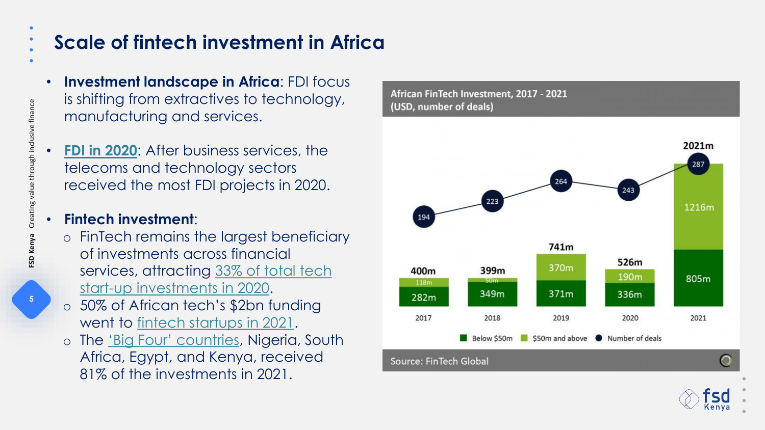# Scale of fintech investment in Africa

- **Investment landscape in Africa**: FDI focus is shifting from extractives to technology, manufacturing and services.
- **FDI in 2020**: After business services, the telecoms and technology sectors received the most FDI projects in 2020.
- **Fintech investment**:
  - FinTech remains the largest beneficiary of investments across financial services, attracting 33% of total tech start-up investments in 2020.
  - 50% of African tech's $2bn funding went to fintech startups in 2021.
  - The 'Big Four' countries, Nigeria, South Africa, Egypt, and Kenya, received 81% of the investments in 2021.

**African FinTech Investment, 2017 - 2021**
**(USD, number of deals)**

| Year | Below $50m | $50m and above | Total | Number of deals |
|---|---|---|---|---|
| 2017 | 282m | 118m | 400m | 194 |
| 2018 | 349m | 50m | 399m | 223 |
| 2019 | 371m | 370m | 741m | 264 |
| 2020 | 336m | 190m | 526m | 243 |
| 2021 | 805m | 1216m | 2021m | 287 |

Source: FinTech Global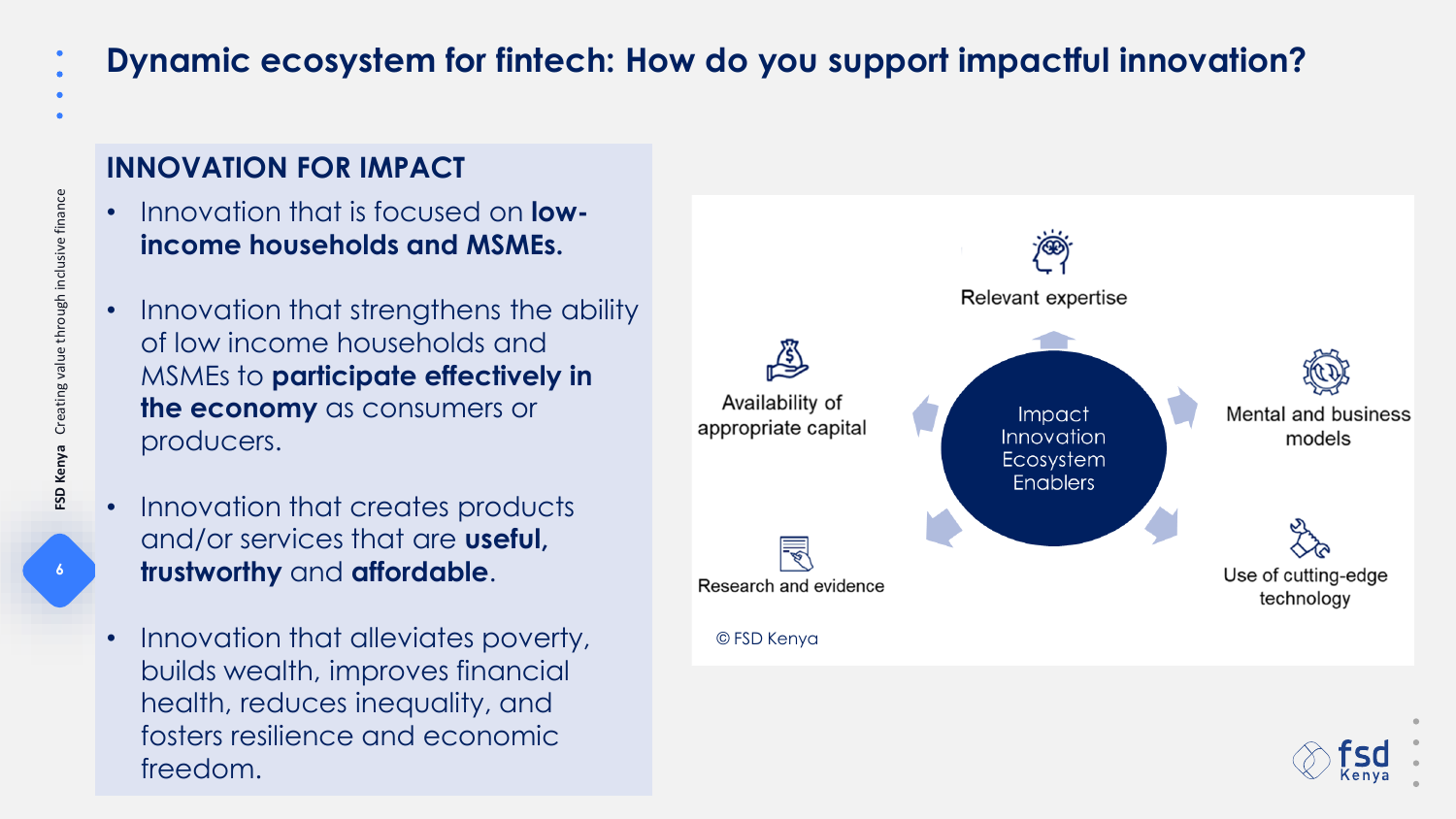# Dynamic ecosystem for fintech: How do you support impactful innovation?

## INNOVATION FOR IMPACT

- Innovation that is focused on **low-income households and MSMEs.**
- Innovation that strengthens the ability of low income households and MSMEs to **participate effectively in the economy** as consumers or producers.
- Innovation that creates products and/or services that are **useful, trustworthy** and **affordable**.
- Innovation that alleviates poverty, builds wealth, improves financial health, reduces inequality, and fosters resilience and economic freedom.

Impact Innovation Ecosystem Enablers

- Relevant expertise
- Mental and business models
- Use of cutting-edge technology
- Research and evidence
- Availability of appropriate capital

© FSD Kenya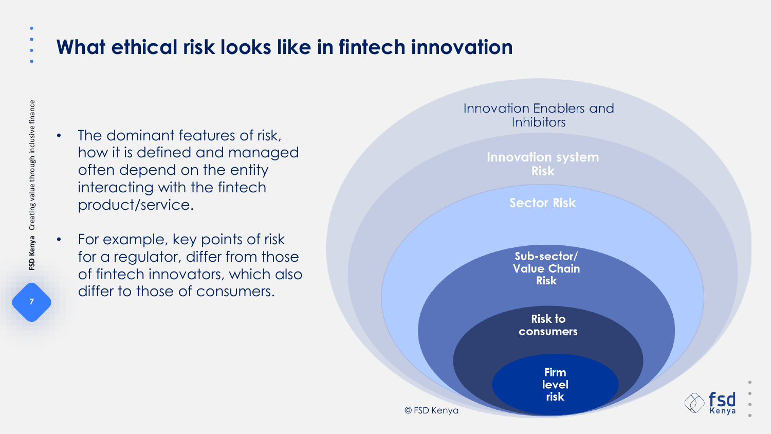# What ethical risk looks like in fintech innovation

- The dominant features of risk, how it is defined and managed often depend on the entity interacting with the fintech product/service.
- For example, key points of risk for a regulator, differ from those of fintech innovators, which also differ to those of consumers.

Innovation Enablers and Inhibitors

Innovation system Risk

Sector Risk

Sub-sector/ Value Chain Risk

Risk to consumers

Firm level risk

© FSD Kenya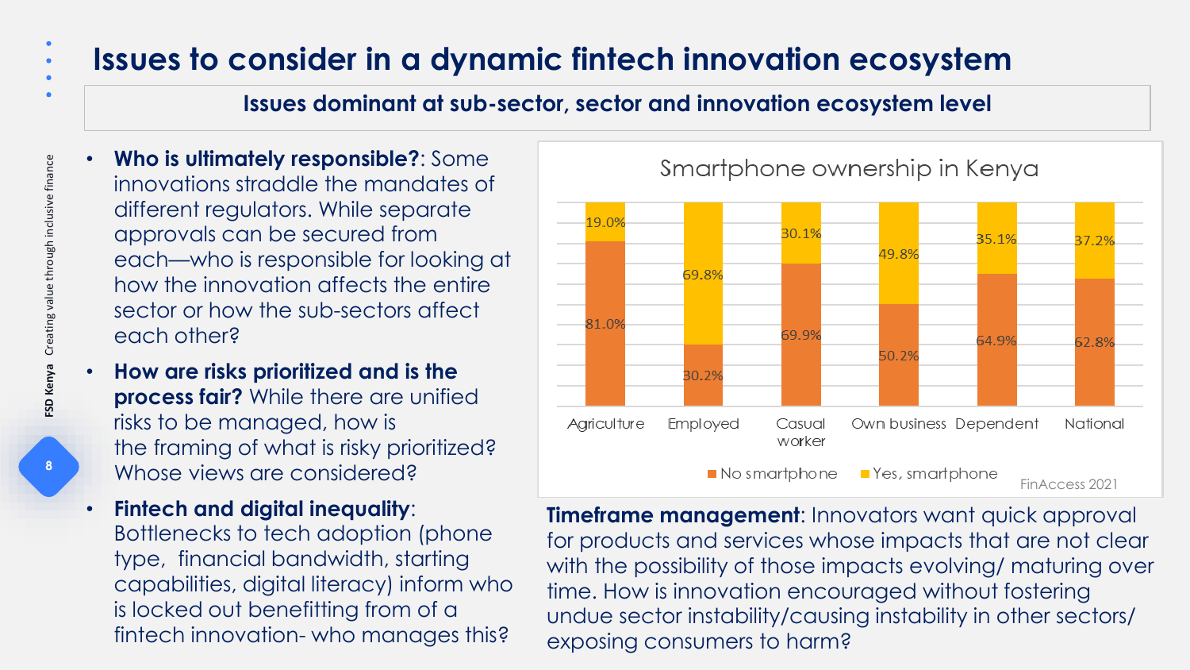# Issues to consider in a dynamic fintech innovation ecosystem

## Issues dominant at sub-sector, sector and innovation ecosystem level

- **Who is ultimately responsible?**: Some innovations straddle the mandates of different regulators. While separate approvals can be secured from each—who is responsible for looking at how the innovation affects the entire sector or how the sub-sectors affect each other?
- **How are risks prioritized and is the process fair?** While there are unified risks to be managed, how is the framing of what is risky prioritized? Whose views are considered?
- **Fintech and digital inequality**: Bottlenecks to tech adoption (phone type, financial bandwidth, starting capabilities, digital literacy) inform who is locked out benefitting from of a fintech innovation- who manages this?

**Smartphone ownership in Kenya**

| | Agriculture | Employed | Casual worker | Own business | Dependent | National |
|---|---|---|---|---|---|---|
| No smartphone | 81.0% | 30.2% | 69.9% | 50.2% | 64.9% | 62.8% |
| Yes, smartphone | 19.0% | 69.8% | 30.1% | 49.8% | 35.1% | 37.2% |

FinAccess 2021

**Timeframe management**: Innovators want quick approval for products and services whose impacts that are not clear with the possibility of those impacts evolving/ maturing over time. How is innovation encouraged without fostering undue sector instability/causing instability in other sectors/ exposing consumers to harm?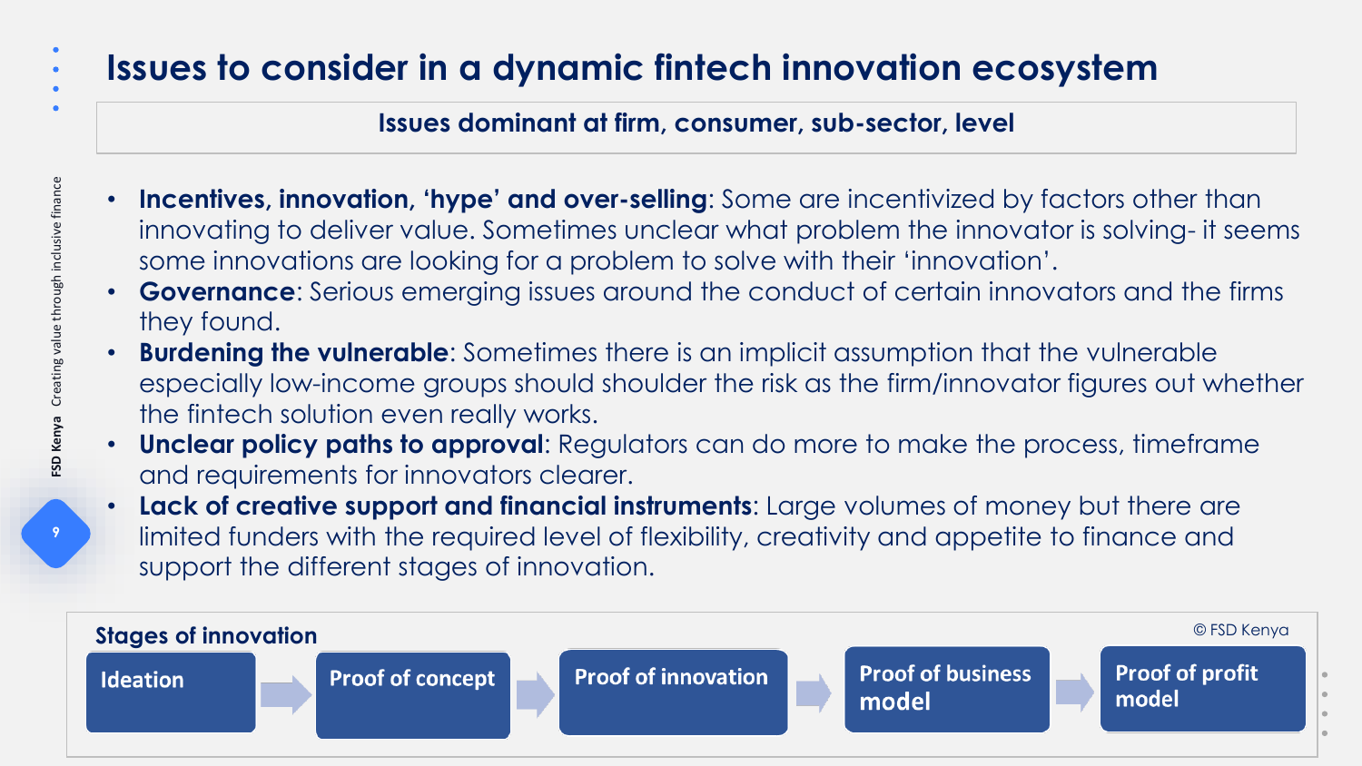# Issues to consider in a dynamic fintech innovation ecosystem

**Issues dominant at firm, consumer, sub-sector, level**

- **Incentives, innovation, 'hype' and over-selling**: Some are incentivized by factors other than innovating to deliver value. Sometimes unclear what problem the innovator is solving- it seems some innovations are looking for a problem to solve with their 'innovation'.
- **Governance**: Serious emerging issues around the conduct of certain innovators and the firms they found.
- **Burdening the vulnerable**: Sometimes there is an implicit assumption that the vulnerable especially low-income groups should shoulder the risk as the firm/innovator figures out whether the fintech solution even really works.
- **Unclear policy paths to approval**: Regulators can do more to make the process, timeframe and requirements for innovators clearer.
- **Lack of creative support and financial instruments**: Large volumes of money but there are limited funders with the required level of flexibility, creativity and appetite to finance and support the different stages of innovation.

**Stages of innovation**

© FSD Kenya

Ideation → Proof of concept → Proof of innovation → Proof of business model → Proof of profit model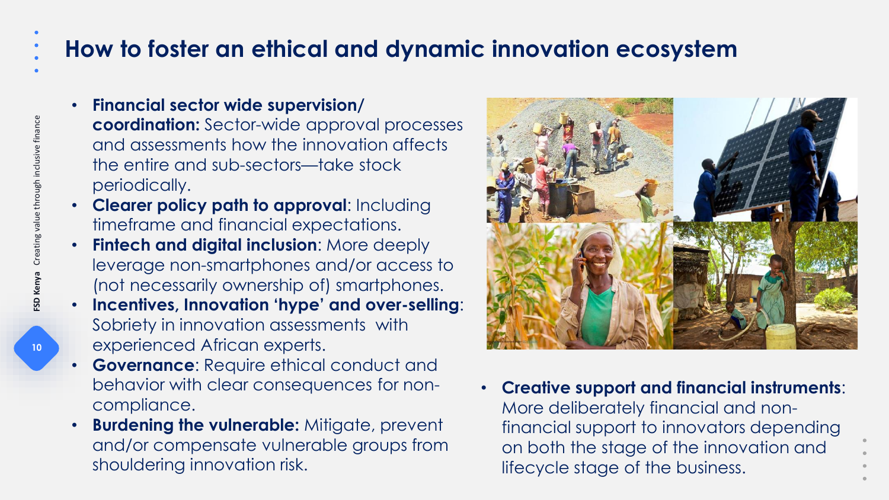# How to foster an ethical and dynamic innovation ecosystem

- **Financial sector wide supervision/ coordination:** Sector-wide approval processes and assessments how the innovation affects the entire and sub-sectors—take stock periodically.
- **Clearer policy path to approval**: Including timeframe and financial expectations.
- **Fintech and digital inclusion**: More deeply leverage non-smartphones and/or access to (not necessarily ownership of) smartphones.
- **Incentives, Innovation 'hype' and over-selling**: Sobriety in innovation assessments with experienced African experts.
- **Governance**: Require ethical conduct and behavior with clear consequences for non-compliance.
- **Burdening the vulnerable:** Mitigate, prevent and/or compensate vulnerable groups from shouldering innovation risk.
- **Creative support and financial instruments**: More deliberately financial and non-financial support to innovators depending on both the stage of the innovation and lifecycle stage of the business.